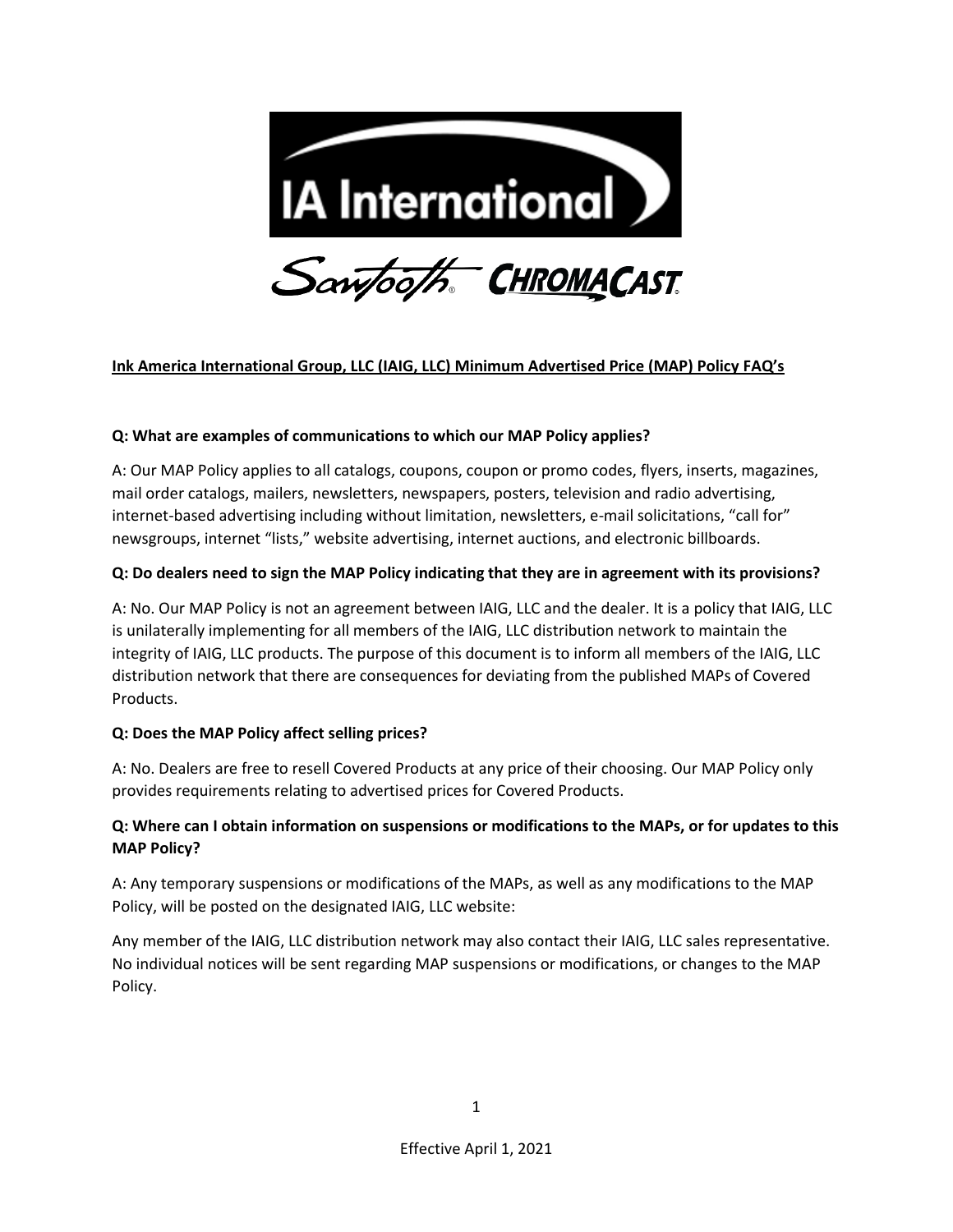IA International

Sawtooth® CHROMACAST®

**Ink America International Group, LLC (IAIG, LLC) Minimum Advertised Price (MAP) Policy FAQ's**

**Q: What are examples of communications to which our MAP Policy applies?**

A: Our MAP Policy applies to all catalogs, coupons, coupon or promo codes, flyers, inserts, magazines, mail order catalogs, mailers, newsletters, newspapers, posters, television and radio advertising, internet-based advertising including without limitation, newsletters, e-mail solicitations, "call for" newsgroups, internet "lists," website advertising, internet auctions, and electronic billboards.

**Q: Do dealers need to sign the MAP Policy indicating that they are in agreement with its provisions?**

A: No. Our MAP Policy is not an agreement between IAIG, LLC and the dealer. It is a policy that IAIG, LLC is unilaterally implementing for all members of the IAIG, LLC distribution network to maintain the integrity of IAIG, LLC products. The purpose of this document is to inform all members of the IAIG, LLC distribution network that there are consequences for deviating from the published MAPs of Covered Products.

**Q: Does the MAP Policy affect selling prices?**

A: No. Dealers are free to resell Covered Products at any price of their choosing. Our MAP Policy only provides requirements relating to advertised prices for Covered Products.

**Q: Where can I obtain information on suspensions or modifications to the MAPs, or for updates to this MAP Policy?**

A: Any temporary suspensions or modifications of the MAPs, as well as any modifications to the MAP Policy, will be posted on the designated IAIG, LLC website:

Any member of the IAIG, LLC distribution network may also contact their IAIG, LLC sales representative. No individual notices will be sent regarding MAP suspensions or modifications, or changes to the MAP Policy.

Effective April 1, 2021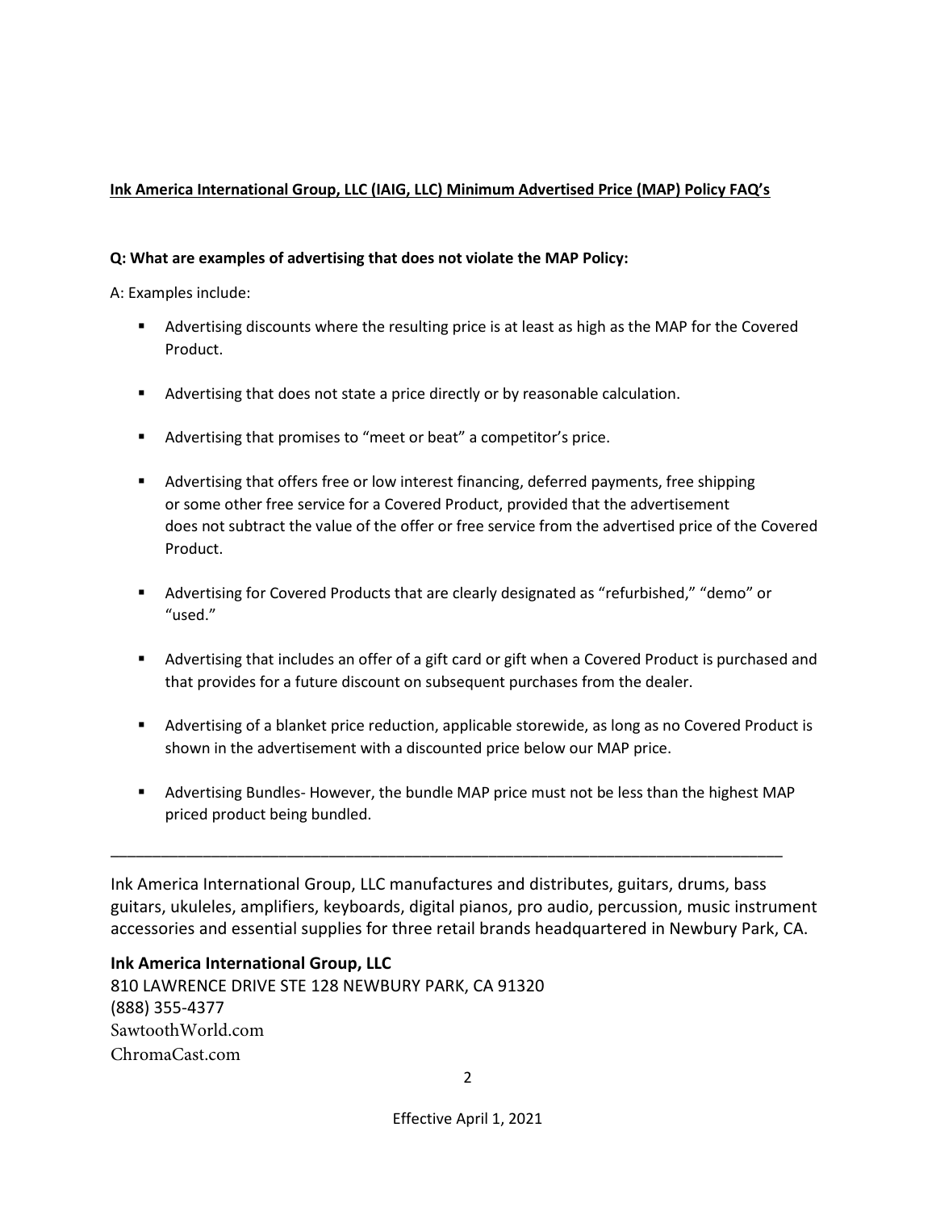**Ink America International Group, LLC (IAIG, LLC) Minimum Advertised Price (MAP) Policy FAQ's**

**Q: What are examples of advertising that does not violate the MAP Policy:**

A: Examples include:

- Advertising discounts where the resulting price is at least as high as the MAP for the Covered Product.
- Advertising that does not state a price directly or by reasonable calculation.
- Advertising that promises to "meet or beat" a competitor's price.
- Advertising that offers free or low interest financing, deferred payments, free shipping or some other free service for a Covered Product, provided that the advertisement does not subtract the value of the offer or free service from the advertised price of the Covered Product.
- Advertising for Covered Products that are clearly designated as "refurbished," "demo" or "used."
- Advertising that includes an offer of a gift card or gift when a Covered Product is purchased and that provides for a future discount on subsequent purchases from the dealer.
- Advertising of a blanket price reduction, applicable storewide, as long as no Covered Product is shown in the advertisement with a discounted price below our MAP price.
- Advertising Bundles- However, the bundle MAP price must not be less than the highest MAP priced product being bundled.

---

Ink America International Group, LLC manufactures and distributes, guitars, drums, bass guitars, ukuleles, amplifiers, keyboards, digital pianos, pro audio, percussion, music instrument accessories and essential supplies for three retail brands headquartered in Newbury Park, CA.

**Ink America International Group, LLC**
810 LAWRENCE DRIVE STE 128 NEWBURY PARK, CA 91320
(888) 355-4377
SawtoothWorld.com
ChromaCast.com

Effective April 1, 2021